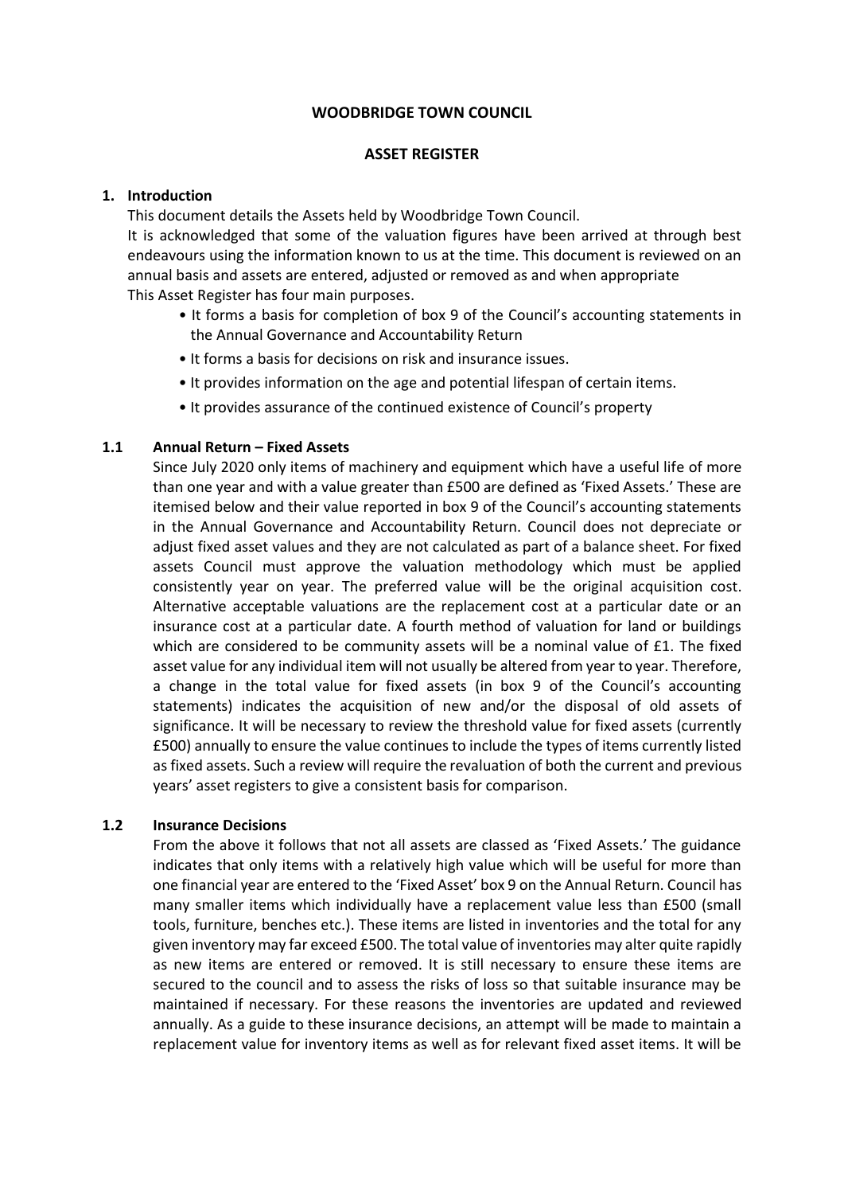**WOODBRIDGE TOWN COUNCIL**

**ASSET REGISTER**

## 1. Introduction

This document details the Assets held by Woodbridge Town Council.

It is acknowledged that some of the valuation figures have been arrived at through best endeavours using the information known to us at the time. This document is reviewed on an annual basis and assets are entered, adjusted or removed as and when appropriate

This Asset Register has four main purposes.

- It forms a basis for completion of box 9 of the Council's accounting statements in the Annual Governance and Accountability Return
- It forms a basis for decisions on risk and insurance issues.
- It provides information on the age and potential lifespan of certain items.
- It provides assurance of the continued existence of Council's property

### 1.1 Annual Return – Fixed Assets

Since July 2020 only items of machinery and equipment which have a useful life of more than one year and with a value greater than £500 are defined as 'Fixed Assets.' These are itemised below and their value reported in box 9 of the Council's accounting statements in the Annual Governance and Accountability Return. Council does not depreciate or adjust fixed asset values and they are not calculated as part of a balance sheet. For fixed assets Council must approve the valuation methodology which must be applied consistently year on year. The preferred value will be the original acquisition cost. Alternative acceptable valuations are the replacement cost at a particular date or an insurance cost at a particular date. A fourth method of valuation for land or buildings which are considered to be community assets will be a nominal value of £1. The fixed asset value for any individual item will not usually be altered from year to year. Therefore, a change in the total value for fixed assets (in box 9 of the Council's accounting statements) indicates the acquisition of new and/or the disposal of old assets of significance. It will be necessary to review the threshold value for fixed assets (currently £500) annually to ensure the value continues to include the types of items currently listed as fixed assets. Such a review will require the revaluation of both the current and previous years' asset registers to give a consistent basis for comparison.

### 1.2 Insurance Decisions

From the above it follows that not all assets are classed as 'Fixed Assets.' The guidance indicates that only items with a relatively high value which will be useful for more than one financial year are entered to the 'Fixed Asset' box 9 on the Annual Return. Council has many smaller items which individually have a replacement value less than £500 (small tools, furniture, benches etc.). These items are listed in inventories and the total for any given inventory may far exceed £500. The total value of inventories may alter quite rapidly as new items are entered or removed. It is still necessary to ensure these items are secured to the council and to assess the risks of loss so that suitable insurance may be maintained if necessary. For these reasons the inventories are updated and reviewed annually. As a guide to these insurance decisions, an attempt will be made to maintain a replacement value for inventory items as well as for relevant fixed asset items. It will be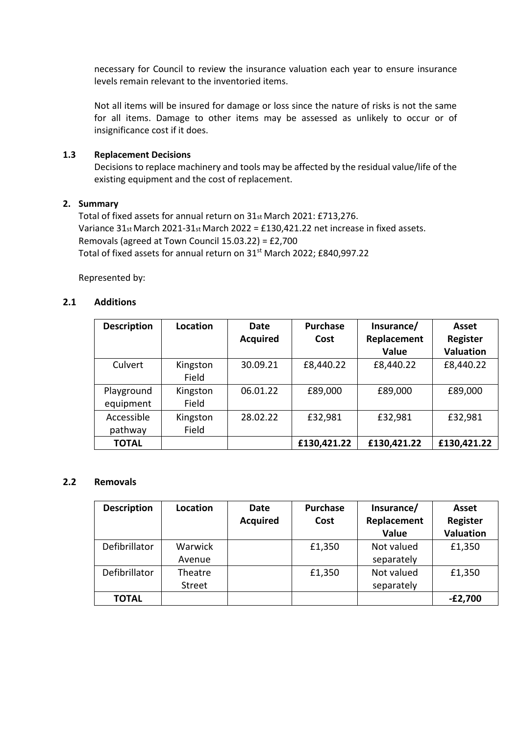necessary for Council to review the insurance valuation each year to ensure insurance levels remain relevant to the inventoried items.

Not all items will be insured for damage or loss since the nature of risks is not the same for all items. Damage to other items may be assessed as unlikely to occur or of insignificance cost if it does.

**1.3 Replacement Decisions**

Decisions to replace machinery and tools may be affected by the residual value/life of the existing equipment and the cost of replacement.

**2. Summary**

Total of fixed assets for annual return on 31st March 2021: £713,276.
Variance 31st March 2021-31st March 2022 = £130,421.22 net increase in fixed assets.
Removals (agreed at Town Council 15.03.22) = £2,700
Total of fixed assets for annual return on 31st March 2022; £840,997.22

Represented by:

**2.1 Additions**

| Description | Location | Date Acquired | Purchase Cost | Insurance/ Replacement Value | Asset Register Valuation |
|---|---|---|---|---|---|
| Culvert | Kingston Field | 30.09.21 | £8,440.22 | £8,440.22 | £8,440.22 |
| Playground equipment | Kingston Field | 06.01.22 | £89,000 | £89,000 | £89,000 |
| Accessible pathway | Kingston Field | 28.02.22 | £32,981 | £32,981 | £32,981 |
| **TOTAL** | | | **£130,421.22** | **£130,421.22** | **£130,421.22** |

**2.2 Removals**

| Description | Location | Date Acquired | Purchase Cost | Insurance/ Replacement Value | Asset Register Valuation |
|---|---|---|---|---|---|
| Defibrillator | Warwick Avenue | | £1,350 | Not valued separately | £1,350 |
| Defibrillator | Theatre Street | | £1,350 | Not valued separately | £1,350 |
| **TOTAL** | | | | | **-£2,700** |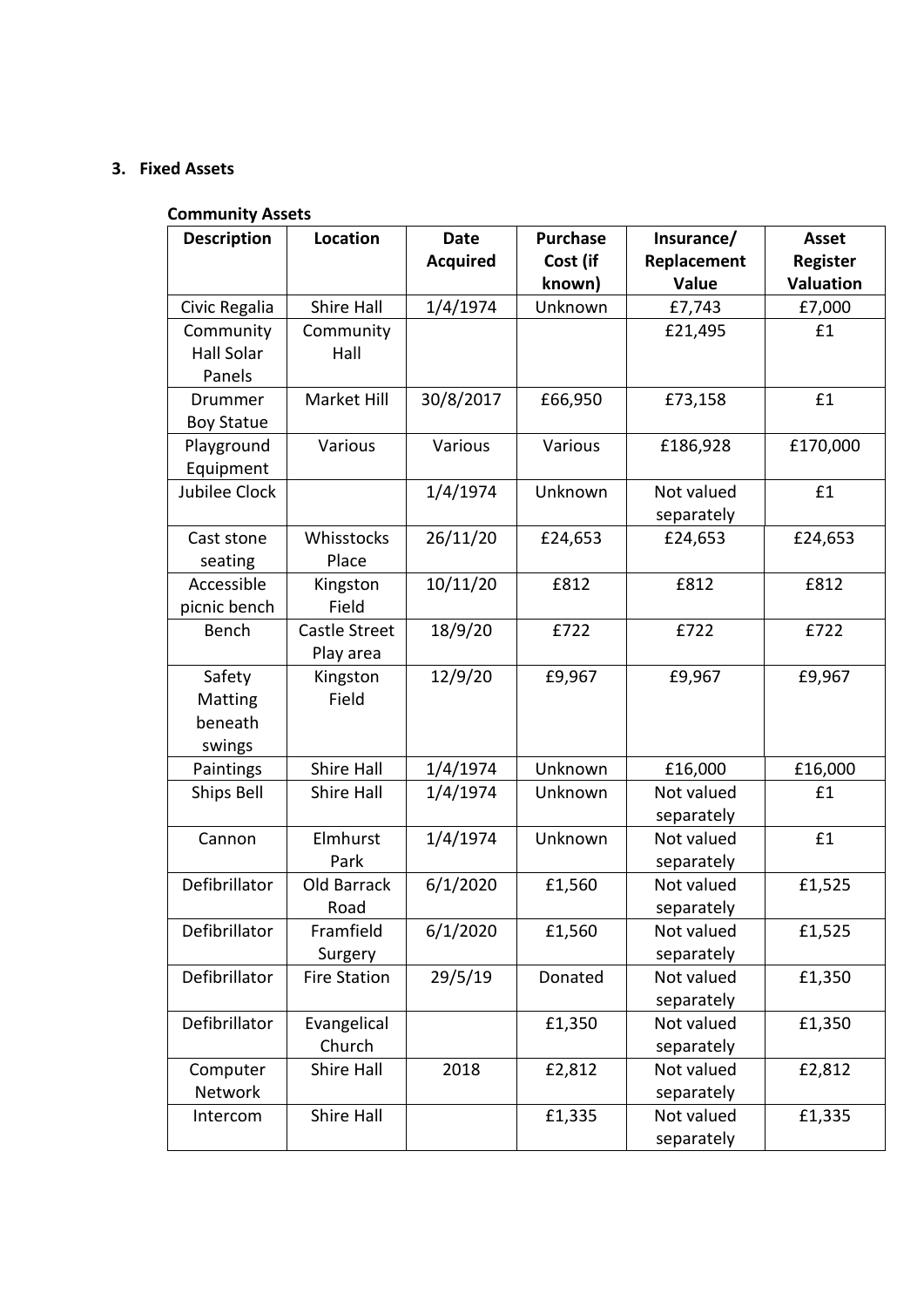## 3. Fixed Assets

### Community Assets

| Description | Location | Date Acquired | Purchase Cost (if known) | Insurance/ Replacement Value | Asset Register Valuation |
|---|---|---|---|---|---|
| Civic Regalia | Shire Hall | 1/4/1974 | Unknown | £7,743 | £7,000 |
| Community Hall Solar Panels | Community Hall | | | £21,495 | £1 |
| Drummer Boy Statue | Market Hill | 30/8/2017 | £66,950 | £73,158 | £1 |
| Playground Equipment | Various | Various | Various | £186,928 | £170,000 |
| Jubilee Clock | | 1/4/1974 | Unknown | Not valued separately | £1 |
| Cast stone seating | Whisstocks Place | 26/11/20 | £24,653 | £24,653 | £24,653 |
| Accessible picnic bench | Kingston Field | 10/11/20 | £812 | £812 | £812 |
| Bench | Castle Street Play area | 18/9/20 | £722 | £722 | £722 |
| Safety Matting beneath swings | Kingston Field | 12/9/20 | £9,967 | £9,967 | £9,967 |
| Paintings | Shire Hall | 1/4/1974 | Unknown | £16,000 | £16,000 |
| Ships Bell | Shire Hall | 1/4/1974 | Unknown | Not valued separately | £1 |
| Cannon | Elmhurst Park | 1/4/1974 | Unknown | Not valued separately | £1 |
| Defibrillator | Old Barrack Road | 6/1/2020 | £1,560 | Not valued separately | £1,525 |
| Defibrillator | Framfield Surgery | 6/1/2020 | £1,560 | Not valued separately | £1,525 |
| Defibrillator | Fire Station | 29/5/19 | Donated | Not valued separately | £1,350 |
| Defibrillator | Evangelical Church | | £1,350 | Not valued separately | £1,350 |
| Computer Network | Shire Hall | 2018 | £2,812 | Not valued separately | £2,812 |
| Intercom | Shire Hall | | £1,335 | Not valued separately | £1,335 |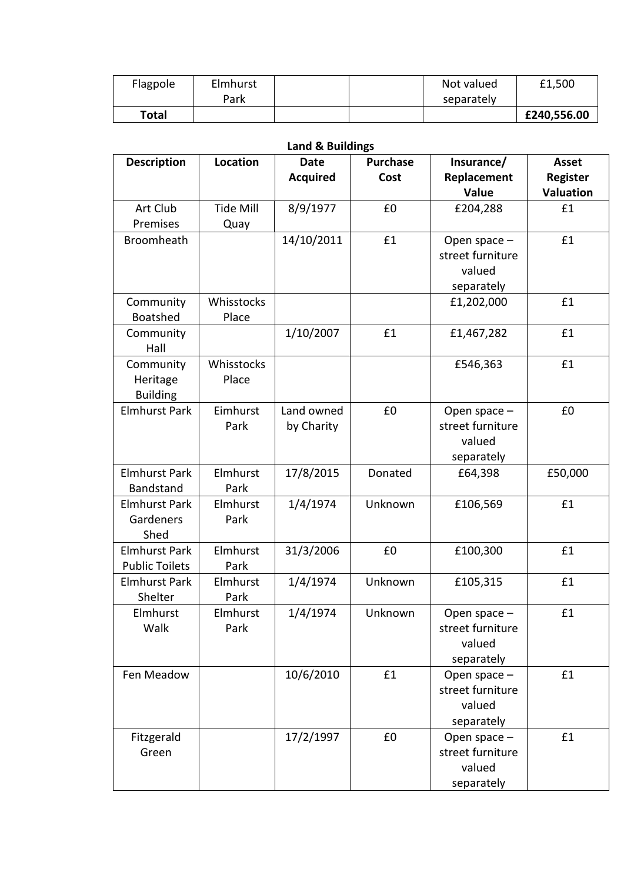| Flagpole | Elmhurst Park | | | Not valued separately | £1,500 |
|---|---|---|---|---|---|
| **Total** | | | | | **£240,556.00** |

**Land & Buildings**

| Description | Location | Date Acquired | Purchase Cost | Insurance/ Replacement Value | Asset Register Valuation |
|---|---|---|---|---|---|
| Art Club Premises | Tide Mill Quay | 8/9/1977 | £0 | £204,288 | £1 |
| Broomheath | | 14/10/2011 | £1 | Open space – street furniture valued separately | £1 |
| Community Boatshed | Whisstocks Place | | | £1,202,000 | £1 |
| Community Hall | | 1/10/2007 | £1 | £1,467,282 | £1 |
| Community Heritage Building | Whisstocks Place | | | £546,363 | £1 |
| Elmhurst Park | Eimhurst Park | Land owned by Charity | £0 | Open space – street furniture valued separately | £0 |
| Elmhurst Park Bandstand | Elmhurst Park | 17/8/2015 | Donated | £64,398 | £50,000 |
| Elmhurst Park Gardeners Shed | Elmhurst Park | 1/4/1974 | Unknown | £106,569 | £1 |
| Elmhurst Park Public Toilets | Elmhurst Park | 31/3/2006 | £0 | £100,300 | £1 |
| Elmhurst Park Shelter | Elmhurst Park | 1/4/1974 | Unknown | £105,315 | £1 |
| Elmhurst Walk | Elmhurst Park | 1/4/1974 | Unknown | Open space – street furniture valued separately | £1 |
| Fen Meadow | | 10/6/2010 | £1 | Open space – street furniture valued separately | £1 |
| Fitzgerald Green | | 17/2/1997 | £0 | Open space – street furniture valued separately | £1 |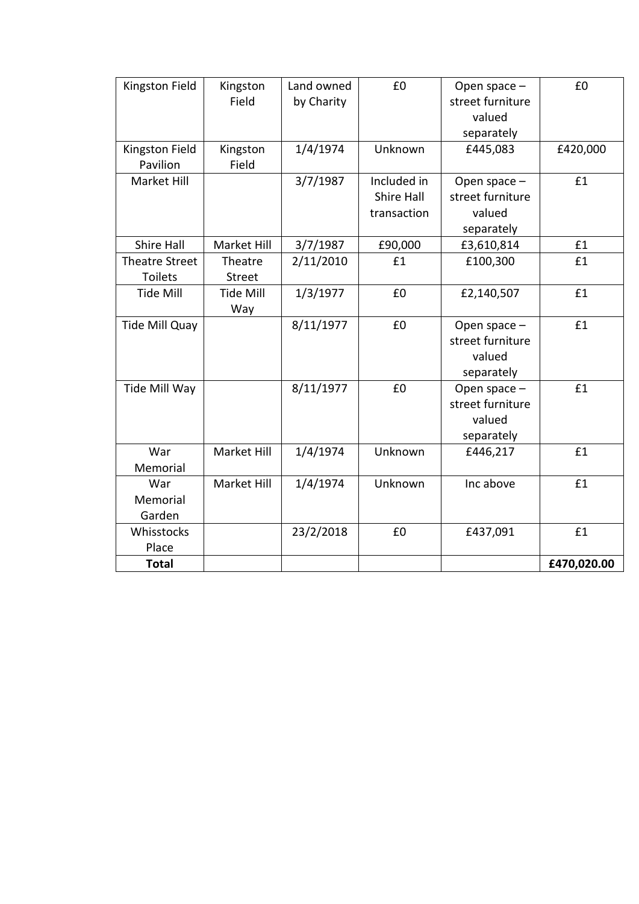| | | | | | |
|---|---|---|---|---|---|
| Kingston Field | Kingston Field | Land owned by Charity | £0 | Open space – street furniture valued separately | £0 |
| Kingston Field Pavilion | Kingston Field | 1/4/1974 | Unknown | £445,083 | £420,000 |
| Market Hill | | 3/7/1987 | Included in Shire Hall transaction | Open space – street furniture valued separately | £1 |
| Shire Hall | Market Hill | 3/7/1987 | £90,000 | £3,610,814 | £1 |
| Theatre Street Toilets | Theatre Street | 2/11/2010 | £1 | £100,300 | £1 |
| Tide Mill | Tide Mill Way | 1/3/1977 | £0 | £2,140,507 | £1 |
| Tide Mill Quay | | 8/11/1977 | £0 | Open space – street furniture valued separately | £1 |
| Tide Mill Way | | 8/11/1977 | £0 | Open space – street furniture valued separately | £1 |
| War Memorial | Market Hill | 1/4/1974 | Unknown | £446,217 | £1 |
| War Memorial Garden | Market Hill | 1/4/1974 | Unknown | Inc above | £1 |
| Whisstocks Place | | 23/2/2018 | £0 | £437,091 | £1 |
| **Total** | | | | | **£470,020.00** |